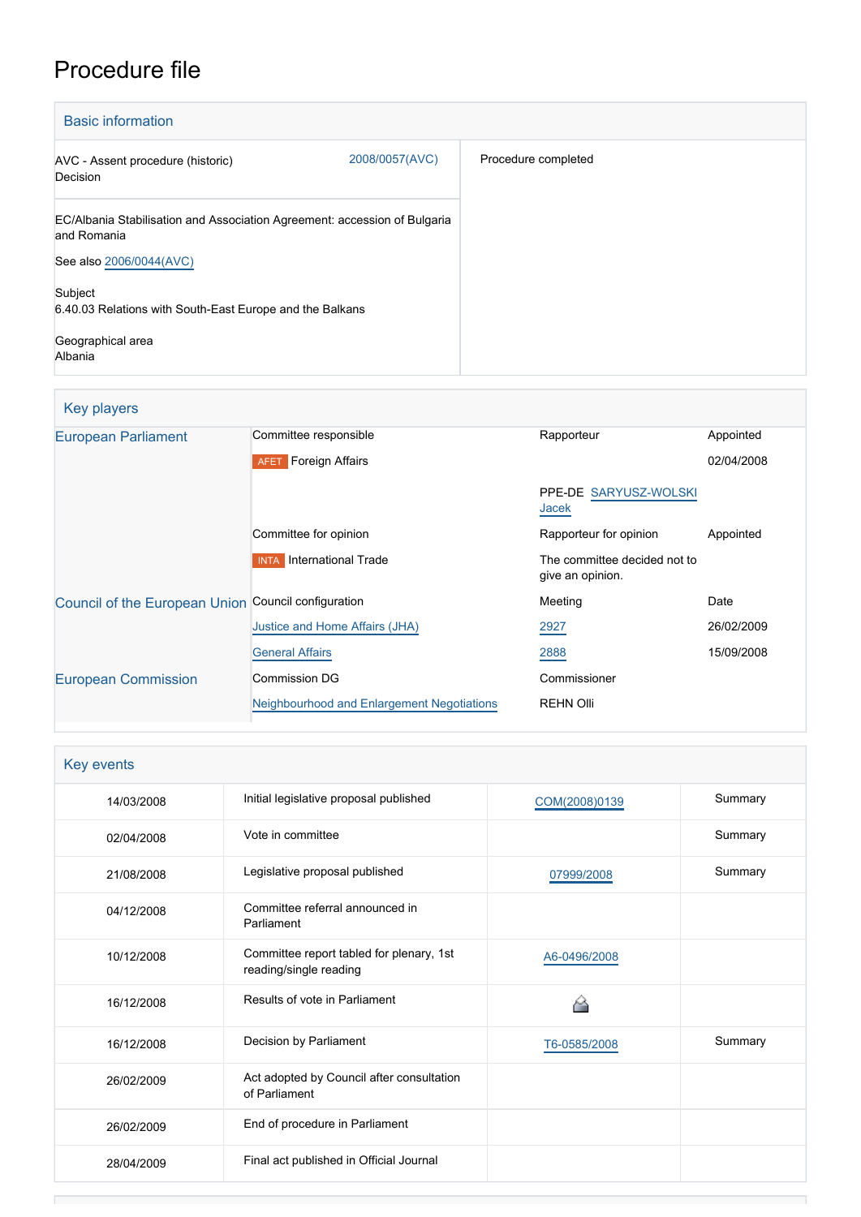# Procedure file

## Basic information

| | |
|---|---|
| AVC - Assent procedure (historic) Decision 2008/0057(AVC) | Procedure completed |
| EC/Albania Stabilisation and Association Agreement: accession of Bulgaria and Romania<br><br>See also 2006/0044(AVC)<br><br>Subject<br>6.40.03 Relations with South-East Europe and the Balkans<br><br>Geographical area<br>Albania | |

## Key players

| | | | |
|---|---|---|---|
| European Parliament | Committee responsible | Rapporteur | Appointed |
| | AFET Foreign Affairs | | 02/04/2008 |
| | | PPE-DE SARYUSZ-WOLSKI Jacek | |
| | Committee for opinion | Rapporteur for opinion | Appointed |
| | INTA International Trade | The committee decided not to give an opinion. | |
| Council of the European Union | Council configuration | Meeting | Date |
| | Justice and Home Affairs (JHA) | 2927 | 26/02/2009 |
| | General Affairs | 2888 | 15/09/2008 |
| European Commission | Commission DG | Commissioner | |
| | Neighbourhood and Enlargement Negotiations | REHN Olli | |

## Key events

| | | | |
|---|---|---|---|
| 14/03/2008 | Initial legislative proposal published | COM(2008)0139 | Summary |
| 02/04/2008 | Vote in committee | | Summary |
| 21/08/2008 | Legislative proposal published | 07999/2008 | Summary |
| 04/12/2008 | Committee referral announced in Parliament | | |
| 10/12/2008 | Committee report tabled for plenary, 1st reading/single reading | A6-0496/2008 | |
| 16/12/2008 | Results of vote in Parliament | | |
| 16/12/2008 | Decision by Parliament | T6-0585/2008 | Summary |
| 26/02/2009 | Act adopted by Council after consultation of Parliament | | |
| 26/02/2009 | End of procedure in Parliament | | |
| 28/04/2009 | Final act published in Official Journal | | |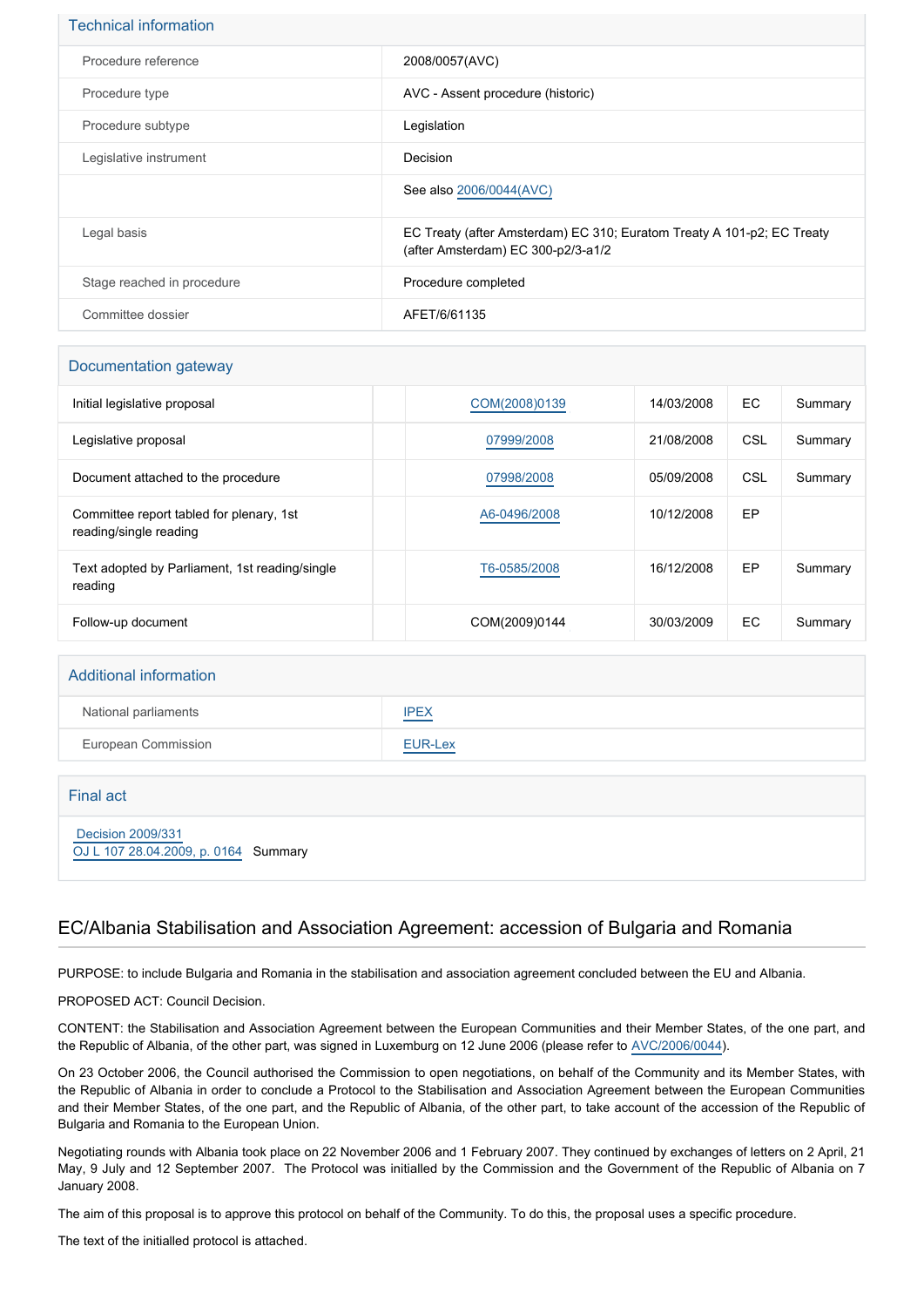## Technical information

| | |
|---|---|
| Procedure reference | 2008/0057(AVC) |
| Procedure type | AVC - Assent procedure (historic) |
| Procedure subtype | Legislation |
| Legislative instrument | Decision |
| | See also 2006/0044(AVC) |
| Legal basis | EC Treaty (after Amsterdam) EC 310; Euratom Treaty A 101-p2; EC Treaty (after Amsterdam) EC 300-p2/3-a1/2 |
| Stage reached in procedure | Procedure completed |
| Committee dossier | AFET/6/61135 |

## Documentation gateway

| | | | | | |
|---|---|---|---|---|---|
| Initial legislative proposal | | COM(2008)0139 | 14/03/2008 | EC | Summary |
| Legislative proposal | | 07999/2008 | 21/08/2008 | CSL | Summary |
| Document attached to the procedure | | 07998/2008 | 05/09/2008 | CSL | Summary |
| Committee report tabled for plenary, 1st reading/single reading | | A6-0496/2008 | 10/12/2008 | EP | |
| Text adopted by Parliament, 1st reading/single reading | | T6-0585/2008 | 16/12/2008 | EP | Summary |
| Follow-up document | | COM(2009)0144 | 30/03/2009 | EC | Summary |

## Additional information

| | |
|---|---|
| National parliaments | IPEX |
| European Commission | EUR-Lex |

## Final act

Decision 2009/331
OJ L 107 28.04.2009, p. 0164 Summary

## EC/Albania Stabilisation and Association Agreement: accession of Bulgaria and Romania

PURPOSE: to include Bulgaria and Romania in the stabilisation and association agreement concluded between the EU and Albania.

PROPOSED ACT: Council Decision.

CONTENT: the Stabilisation and Association Agreement between the European Communities and their Member States, of the one part, and the Republic of Albania, of the other part, was signed in Luxemburg on 12 June 2006 (please refer to AVC/2006/0044).

On 23 October 2006, the Council authorised the Commission to open negotiations, on behalf of the Community and its Member States, with the Republic of Albania in order to conclude a Protocol to the Stabilisation and Association Agreement between the European Communities and their Member States, of the one part, and the Republic of Albania, of the other part, to take account of the accession of the Republic of Bulgaria and Romania to the European Union.

Negotiating rounds with Albania took place on 22 November 2006 and 1 February 2007. They continued by exchanges of letters on 2 April, 21 May, 9 July and 12 September 2007. The Protocol was initialled by the Commission and the Government of the Republic of Albania on 7 January 2008.

The aim of this proposal is to approve this protocol on behalf of the Community. To do this, the proposal uses a specific procedure.

The text of the initialled protocol is attached.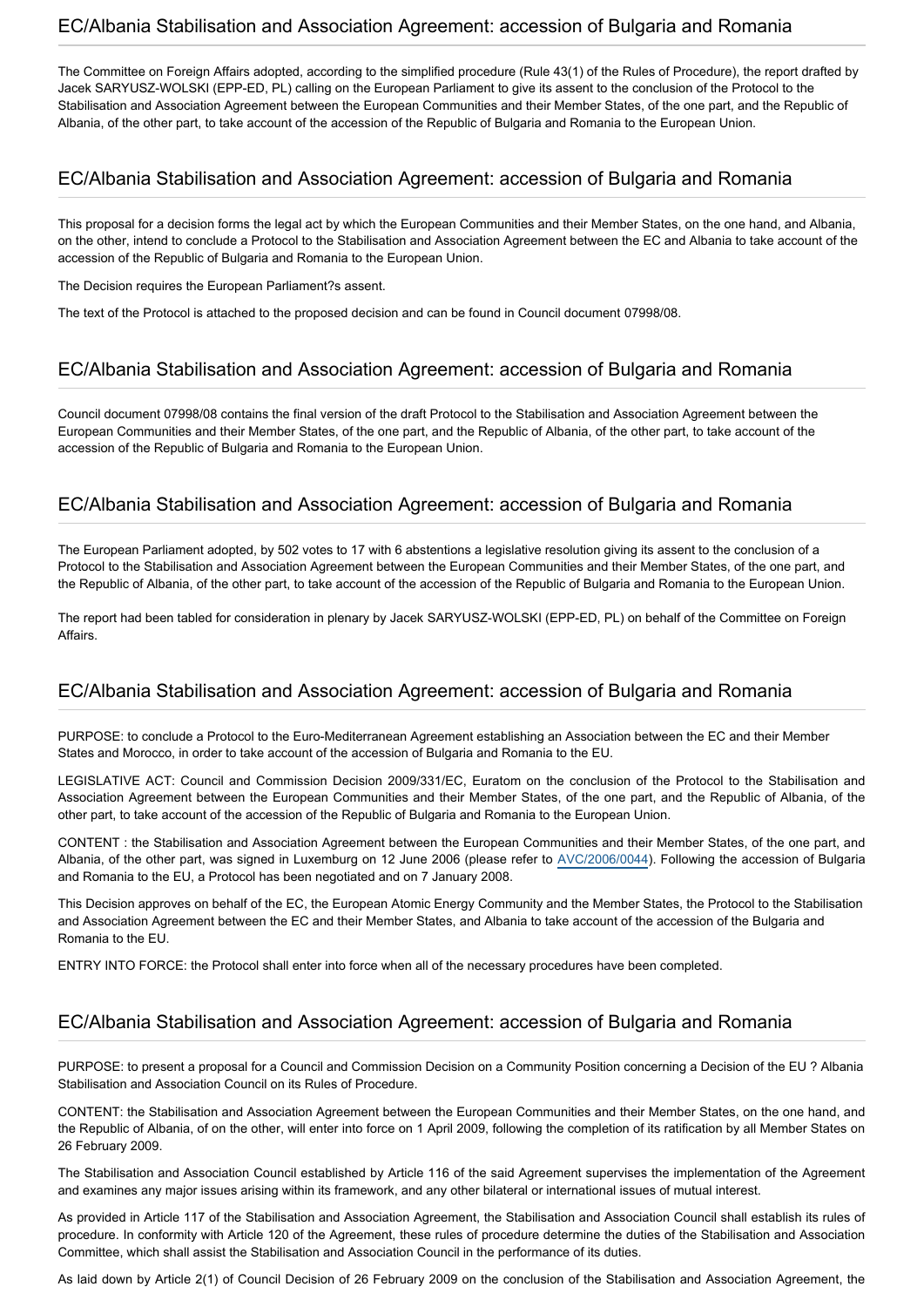## EC/Albania Stabilisation and Association Agreement: accession of Bulgaria and Romania

The Committee on Foreign Affairs adopted, according to the simplified procedure (Rule 43(1) of the Rules of Procedure), the report drafted by Jacek SARYUSZ-WOLSKI (EPP-ED, PL) calling on the European Parliament to give its assent to the conclusion of the Protocol to the Stabilisation and Association Agreement between the European Communities and their Member States, of the one part, and the Republic of Albania, of the other part, to take account of the accession of the Republic of Bulgaria and Romania to the European Union.

## EC/Albania Stabilisation and Association Agreement: accession of Bulgaria and Romania

This proposal for a decision forms the legal act by which the European Communities and their Member States, on the one hand, and Albania, on the other, intend to conclude a Protocol to the Stabilisation and Association Agreement between the EC and Albania to take account of the accession of the Republic of Bulgaria and Romania to the European Union.

The Decision requires the European Parliament?s assent.

The text of the Protocol is attached to the proposed decision and can be found in Council document 07998/08.

## EC/Albania Stabilisation and Association Agreement: accession of Bulgaria and Romania

Council document 07998/08 contains the final version of the draft Protocol to the Stabilisation and Association Agreement between the European Communities and their Member States, of the one part, and the Republic of Albania, of the other part, to take account of the accession of the Republic of Bulgaria and Romania to the European Union.

## EC/Albania Stabilisation and Association Agreement: accession of Bulgaria and Romania

The European Parliament adopted, by 502 votes to 17 with 6 abstentions a legislative resolution giving its assent to the conclusion of a Protocol to the Stabilisation and Association Agreement between the European Communities and their Member States, of the one part, and the Republic of Albania, of the other part, to take account of the accession of the Republic of Bulgaria and Romania to the European Union.

The report had been tabled for consideration in plenary by Jacek SARYUSZ-WOLSKI (EPP-ED, PL) on behalf of the Committee on Foreign Affairs.

## EC/Albania Stabilisation and Association Agreement: accession of Bulgaria and Romania

PURPOSE: to conclude a Protocol to the Euro-Mediterranean Agreement establishing an Association between the EC and their Member States and Morocco, in order to take account of the accession of Bulgaria and Romania to the EU.

LEGISLATIVE ACT: Council and Commission Decision 2009/331/EC, Euratom on the conclusion of the Protocol to the Stabilisation and Association Agreement between the European Communities and their Member States, of the one part, and the Republic of Albania, of the other part, to take account of the accession of the Republic of Bulgaria and Romania to the European Union.

CONTENT : the Stabilisation and Association Agreement between the European Communities and their Member States, of the one part, and Albania, of the other part, was signed in Luxemburg on 12 June 2006 (please refer to AVC/2006/0044). Following the accession of Bulgaria and Romania to the EU, a Protocol has been negotiated and on 7 January 2008.

This Decision approves on behalf of the EC, the European Atomic Energy Community and the Member States, the Protocol to the Stabilisation and Association Agreement between the EC and their Member States, and Albania to take account of the accession of the Bulgaria and Romania to the EU.

ENTRY INTO FORCE: the Protocol shall enter into force when all of the necessary procedures have been completed.

## EC/Albania Stabilisation and Association Agreement: accession of Bulgaria and Romania

PURPOSE: to present a proposal for a Council and Commission Decision on a Community Position concerning a Decision of the EU ? Albania Stabilisation and Association Council on its Rules of Procedure.

CONTENT: the Stabilisation and Association Agreement between the European Communities and their Member States, on the one hand, and the Republic of Albania, of on the other, will enter into force on 1 April 2009, following the completion of its ratification by all Member States on 26 February 2009.

The Stabilisation and Association Council established by Article 116 of the said Agreement supervises the implementation of the Agreement and examines any major issues arising within its framework, and any other bilateral or international issues of mutual interest.

As provided in Article 117 of the Stabilisation and Association Agreement, the Stabilisation and Association Council shall establish its rules of procedure. In conformity with Article 120 of the Agreement, these rules of procedure determine the duties of the Stabilisation and Association Committee, which shall assist the Stabilisation and Association Council in the performance of its duties.

As laid down by Article 2(1) of Council Decision of 26 February 2009 on the conclusion of the Stabilisation and Association Agreement, the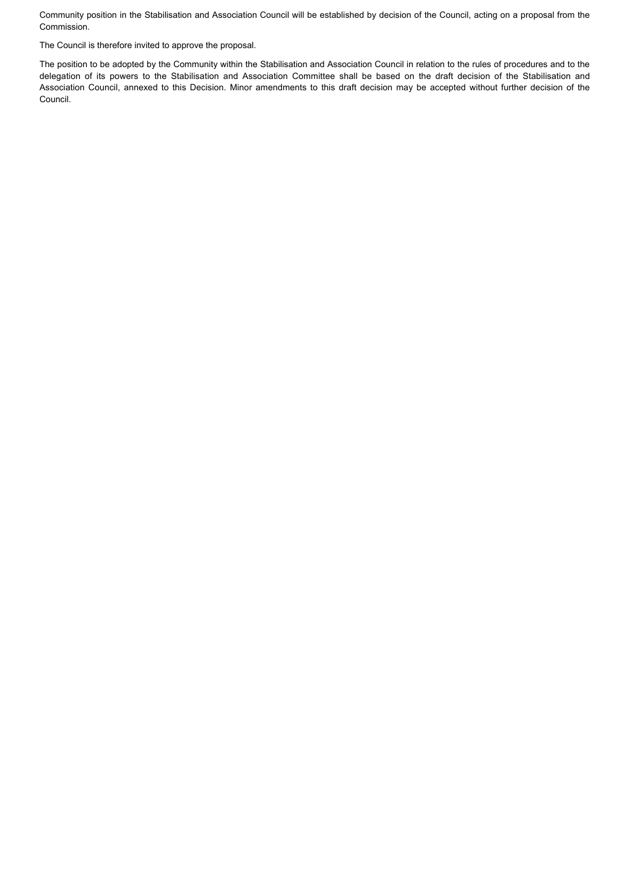Community position in the Stabilisation and Association Council will be established by decision of the Council, acting on a proposal from the Commission.

The Council is therefore invited to approve the proposal.

The position to be adopted by the Community within the Stabilisation and Association Council in relation to the rules of procedures and to the delegation of its powers to the Stabilisation and Association Committee shall be based on the draft decision of the Stabilisation and Association Council, annexed to this Decision. Minor amendments to this draft decision may be accepted without further decision of the Council.